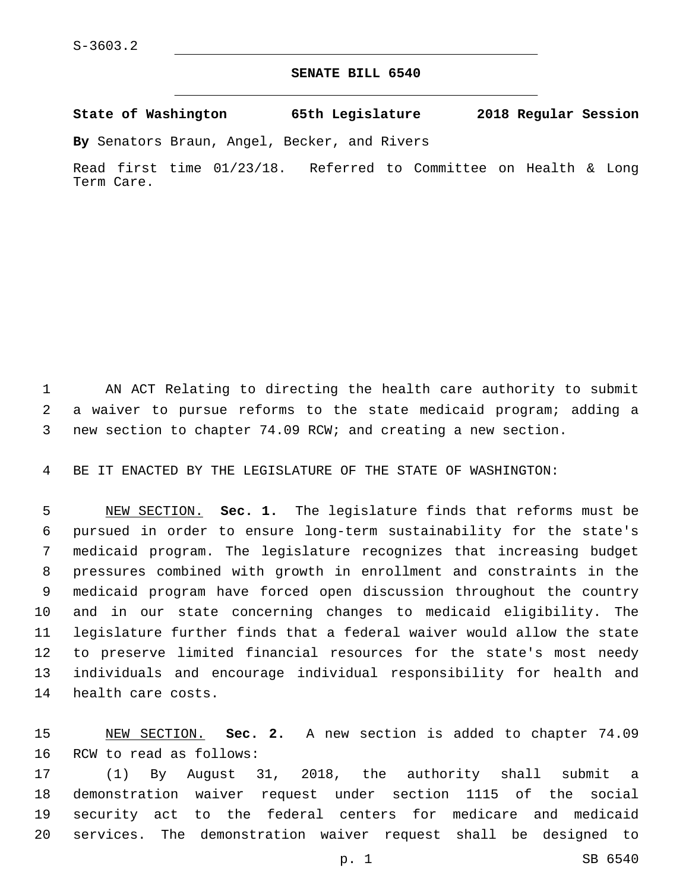S-3603.2

# SENATE BILL 6540

**State of Washington 65th Legislature 2018 Regular Session**

**By** Senators Braun, Angel, Becker, and Rivers

Read first time 01/23/18. Referred to Committee on Health & Long Term Care.

AN ACT Relating to directing the health care authority to submit a waiver to pursue reforms to the state medicaid program; adding a new section to chapter 74.09 RCW; and creating a new section.

BE IT ENACTED BY THE LEGISLATURE OF THE STATE OF WASHINGTON:

NEW SECTION. **Sec. 1.** The legislature finds that reforms must be pursued in order to ensure long-term sustainability for the state's medicaid program. The legislature recognizes that increasing budget pressures combined with growth in enrollment and constraints in the medicaid program have forced open discussion throughout the country and in our state concerning changes to medicaid eligibility. The legislature further finds that a federal waiver would allow the state to preserve limited financial resources for the state's most needy individuals and encourage individual responsibility for health and health care costs.

NEW SECTION. **Sec. 2.** A new section is added to chapter 74.09 RCW to read as follows:

(1) By August 31, 2018, the authority shall submit a demonstration waiver request under section 1115 of the social security act to the federal centers for medicare and medicaid services. The demonstration waiver request shall be designed to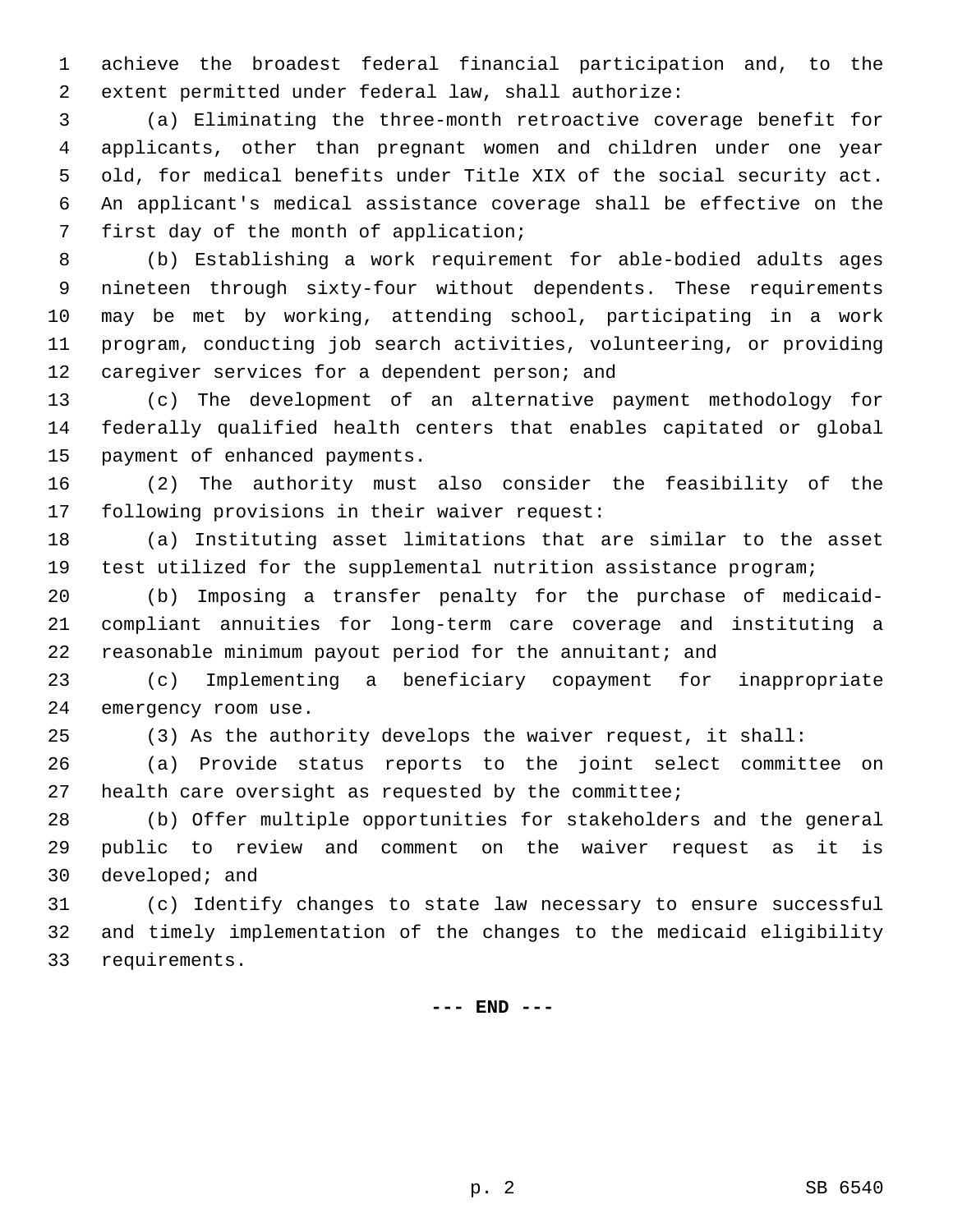achieve the broadest federal financial participation and, to the extent permitted under federal law, shall authorize:

(a) Eliminating the three-month retroactive coverage benefit for applicants, other than pregnant women and children under one year old, for medical benefits under Title XIX of the social security act. An applicant's medical assistance coverage shall be effective on the first day of the month of application;

(b) Establishing a work requirement for able-bodied adults ages nineteen through sixty-four without dependents. These requirements may be met by working, attending school, participating in a work program, conducting job search activities, volunteering, or providing caregiver services for a dependent person; and

(c) The development of an alternative payment methodology for federally qualified health centers that enables capitated or global payment of enhanced payments.

(2) The authority must also consider the feasibility of the following provisions in their waiver request:

(a) Instituting asset limitations that are similar to the asset test utilized for the supplemental nutrition assistance program;

(b) Imposing a transfer penalty for the purchase of medicaid-compliant annuities for long-term care coverage and instituting a reasonable minimum payout period for the annuitant; and

(c) Implementing a beneficiary copayment for inappropriate emergency room use.

(3) As the authority develops the waiver request, it shall:

(a) Provide status reports to the joint select committee on health care oversight as requested by the committee;

(b) Offer multiple opportunities for stakeholders and the general public to review and comment on the waiver request as it is developed; and

(c) Identify changes to state law necessary to ensure successful and timely implementation of the changes to the medicaid eligibility requirements.

**--- END ---**